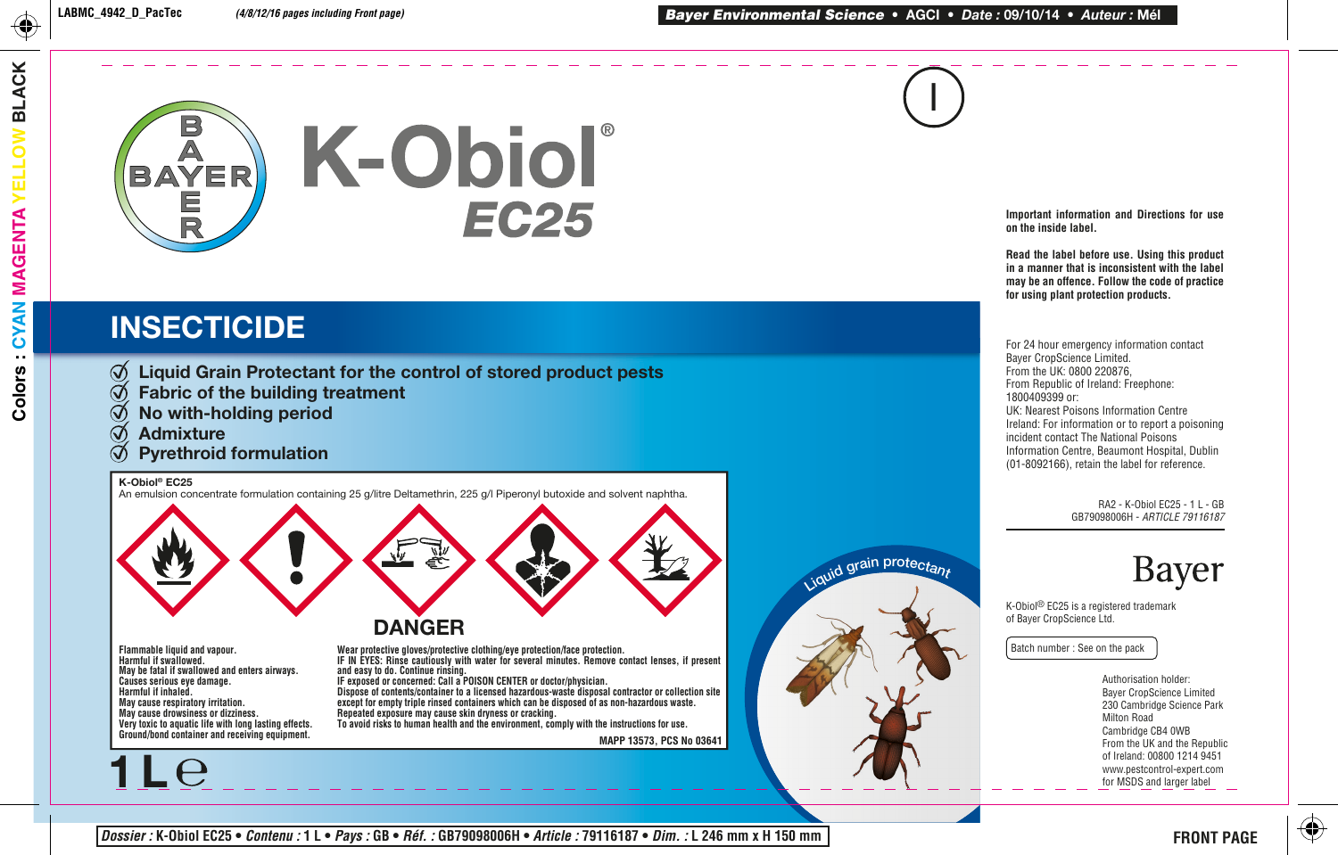# K-Obiol®

## EC25

## INSECTICIDE

- Liquid Grain Protectant for the control of stored product pests
- Fabric of the building treatment
- No with-holding period
- Admixture
- Pyrethroid formulation

**K-Obiol® EC25**
An emulsion concentrate formulation containing 25 g/litre Deltamethrin, 225 g/l Piperonyl butoxide and solvent naphtha.

### DANGER

Flammable liquid and vapour.
Harmful if swallowed.
May be fatal if swallowed and enters airways.
Causes serious eye damage.
Harmful if inhaled.
May cause respiratory irritation.
May cause drowsiness or dizziness.
Very toxic to aquatic life with long lasting effects.
Ground/bond container and receiving equipment.

Wear protective gloves/protective clothing/eye protection/face protection.
IF IN EYES: Rinse cautiously with water for several minutes. Remove contact lenses, if present and easy to do. Continue rinsing.
IF exposed or concerned: Call a POISON CENTER or doctor/physician.
Dispose of contents/container to a licensed hazardous-waste disposal contractor or collection site except for empty triple rinsed containers which can be disposed of as non-hazardous waste.
Repeated exposure may cause skin dryness or cracking.
To avoid risks to human health and the environment, comply with the instructions for use.

MAPP 13573, PCS No 03641

1 L ℮

Liquid grain protectant

**Important information and Directions for use on the inside label.**

**Read the label before use. Using this product in a manner that is inconsistent with the label may be an offence. Follow the code of practice for using plant protection products.**

For 24 hour emergency information contact Bayer CropScience Limited.
From the UK: 0800 220876,
From Republic of Ireland: Freephone: 1800409399 or:
UK: Nearest Poisons Information Centre
Ireland: For information or to report a poisoning incident contact The National Poisons Information Centre, Beaumont Hospital, Dublin (01-8092166), retain the label for reference.

RA2 - K-Obiol EC25 - 1 L - GB
GB79098006H - *ARTICLE 79116187*

Bayer

K-Obiol® EC25 is a registered trademark of Bayer CropScience Ltd.

Batch number : See on the pack

Authorisation holder:
Bayer CropScience Limited
230 Cambridge Science Park
Milton Road
Cambridge CB4 0WB
From the UK and the Republic of Ireland: 00800 1214 9451
www.pestcontrol-expert.com
for MSDS and larger label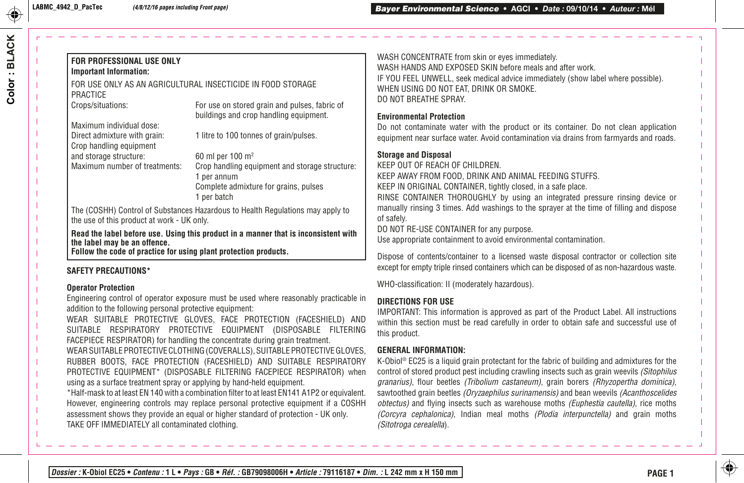**FOR PROFESSIONAL USE ONLY**
**Important Information:**

FOR USE ONLY AS AN AGRICULTURAL INSECTICIDE IN FOOD STORAGE PRACTICE

| | |
|---|---|
| Crops/situations: | For use on stored grain and pulses, fabric of buildings and crop handling equipment. |
| Maximum individual dose: | |
| Direct admixture with grain: | 1 litre to 100 tonnes of grain/pulses. |
| Crop handling equipment and storage structure: | 60 ml per 100 m$^2$ |
| Maximum number of treatments: | Crop handling equipment and storage structure: 1 per annum<br>Complete admixture for grains, pulses 1 per batch |

The (COSHH) Control of Substances Hazardous to Health Regulations may apply to the use of this product at work - UK only.

**Read the label before use. Using this product in a manner that is inconsistent with the label may be an offence.**
**Follow the code of practice for using plant protection products.**

## SAFETY PRECAUTIONS*

**Operator Protection**

Engineering control of operator exposure must be used where reasonably practicable in addition to the following personal protective equipment:

WEAR SUITABLE PROTECTIVE GLOVES, FACE PROTECTION (FACESHIELD) AND SUITABLE RESPIRATORY PROTECTIVE EQUIPMENT (DISPOSABLE FILTERING FACEPIECE RESPIRATOR) for handling the concentrate during grain treatment.

WEAR SUITABLE PROTECTIVE CLOTHING (COVERALLS), SUITABLE PROTECTIVE GLOVES, RUBBER BOOTS, FACE PROTECTION (FACESHIELD) AND SUITABLE RESPIRATORY PROTECTIVE EQUIPMENT* (DISPOSABLE FILTERING FACEPIECE RESPIRATOR) when using as a surface treatment spray or applying by hand-held equipment.

*Half-mask to at least EN 140 with a combination filter to at least EN141 A1P2 or equivalent. However, engineering controls may replace personal protective equipment if a COSHH assessment shows they provide an equal or higher standard of protection - UK only.

TAKE OFF IMMEDIATELY all contaminated clothing.

WASH CONCENTRATE from skin or eyes immediately.

WASH HANDS AND EXPOSED SKIN before meals and after work.

IF YOU FEEL UNWELL, seek medical advice immediately (show label where possible).

WHEN USING DO NOT EAT, DRINK OR SMOKE.

DO NOT BREATHE SPRAY.

**Environmental Protection**

Do not contaminate water with the product or its container. Do not clean application equipment near surface water. Avoid contamination via drains from farmyards and roads.

**Storage and Disposal**

KEEP OUT OF REACH OF CHILDREN.

KEEP AWAY FROM FOOD, DRINK AND ANIMAL FEEDING STUFFS.

KEEP IN ORIGINAL CONTAINER, tightly closed, in a safe place.

RINSE CONTAINER THOROUGHLY by using an integrated pressure rinsing device or manually rinsing 3 times. Add washings to the sprayer at the time of filling and dispose of safely.

DO NOT RE-USE CONTAINER for any purpose.

Use appropriate containment to avoid environmental contamination.

Dispose of contents/container to a licensed waste disposal contractor or collection site except for empty triple rinsed containers which can be disposed of as non-hazardous waste.

WHO-classification: II (moderately hazardous).

## DIRECTIONS FOR USE

IMPORTANT: This information is approved as part of the Product Label. All instructions within this section must be read carefully in order to obtain safe and successful use of this product.

**GENERAL INFORMATION:**

K-Obiol® EC25 is a liquid grain protectant for the fabric of building and admixtures for the control of stored product pest including crawling insects such as grain weevils *(Sitophilus granarius)*, flour beetles *(Tribolium castaneum)*, grain borers *(Rhyzopertha dominica)*, sawtoothed grain beetles *(Oryzaephilus surinamensis)* and bean weevils *(Acanthoscelides obtectus)* and flying insects such as warehouse moths *(Euphestia cautella)*, rice moths *(Corcyra cephalonica)*, Indian meal moths *(Plodia interpunctella)* and grain moths *(Sitotroga cerealella)*.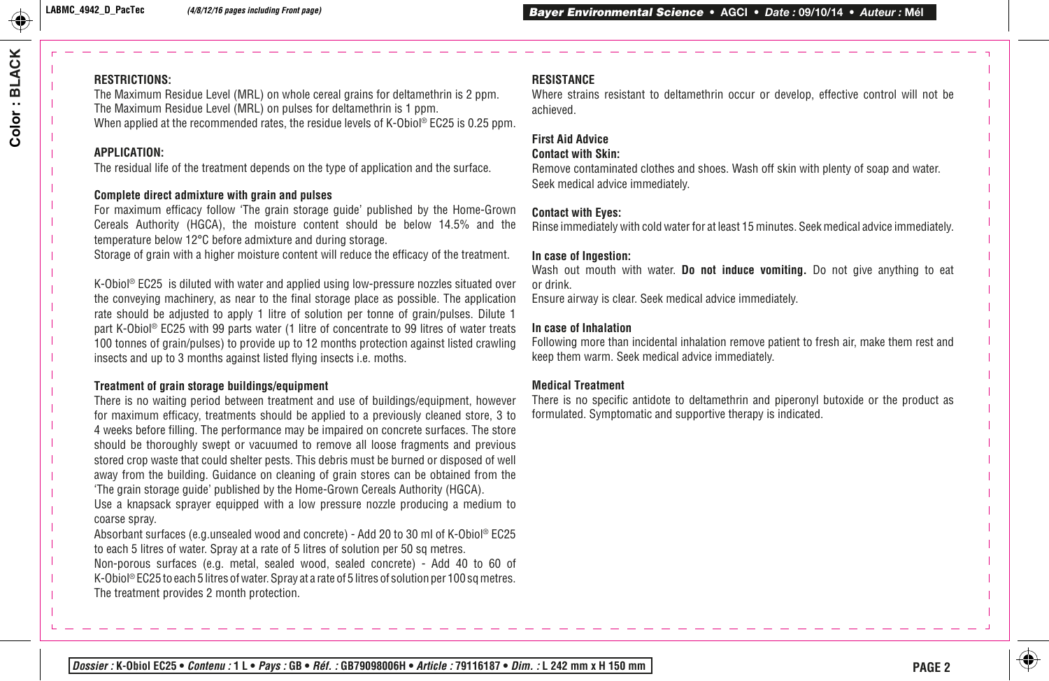## RESTRICTIONS:

The Maximum Residue Level (MRL) on whole cereal grains for deltamethrin is 2 ppm.
The Maximum Residue Level (MRL) on pulses for deltamethrin is 1 ppm.
When applied at the recommended rates, the residue levels of K-Obiol® EC25 is 0.25 ppm.

## APPLICATION:

The residual life of the treatment depends on the type of application and the surface.

### Complete direct admixture with grain and pulses

For maximum efficacy follow 'The grain storage guide' published by the Home-Grown Cereals Authority (HGCA), the moisture content should be below 14.5% and the temperature below 12°C before admixture and during storage.
Storage of grain with a higher moisture content will reduce the efficacy of the treatment.

K-Obiol® EC25 is diluted with water and applied using low-pressure nozzles situated over the conveying machinery, as near to the final storage place as possible. The application rate should be adjusted to apply 1 litre of solution per tonne of grain/pulses. Dilute 1 part K-Obiol® EC25 with 99 parts water (1 litre of concentrate to 99 litres of water treats 100 tonnes of grain/pulses) to provide up to 12 months protection against listed crawling insects and up to 3 months against listed flying insects i.e. moths.

### Treatment of grain storage buildings/equipment

There is no waiting period between treatment and use of buildings/equipment, however for maximum efficacy, treatments should be applied to a previously cleaned store, 3 to 4 weeks before filling. The performance may be impaired on concrete surfaces. The store should be thoroughly swept or vacuumed to remove all loose fragments and previous stored crop waste that could shelter pests. This debris must be burned or disposed of well away from the building. Guidance on cleaning of grain stores can be obtained from the 'The grain storage guide' published by the Home-Grown Cereals Authority (HGCA).
Use a knapsack sprayer equipped with a low pressure nozzle producing a medium to coarse spray.
Absorbant surfaces (e.g.unsealed wood and concrete) - Add 20 to 30 ml of K-Obiol® EC25 to each 5 litres of water. Spray at a rate of 5 litres of solution per 50 sq metres.
Non-porous surfaces (e.g. metal, sealed wood, sealed concrete) - Add 40 to 60 of K-Obiol® EC25 to each 5 litres of water. Spray at a rate of 5 litres of solution per 100 sq metres.
The treatment provides 2 month protection.

## RESISTANCE

Where strains resistant to deltamethrin occur or develop, effective control will not be achieved.

## First Aid Advice

### Contact with Skin:

Remove contaminated clothes and shoes. Wash off skin with plenty of soap and water.
Seek medical advice immediately.

### Contact with Eyes:

Rinse immediately with cold water for at least 15 minutes. Seek medical advice immediately.

### In case of Ingestion:

Wash out mouth with water. **Do not induce vomiting.** Do not give anything to eat or drink.
Ensure airway is clear. Seek medical advice immediately.

### In case of Inhalation

Following more than incidental inhalation remove patient to fresh air, make them rest and keep them warm. Seek medical advice immediately.

### Medical Treatment

There is no specific antidote to deltamethrin and piperonyl butoxide or the product as formulated. Symptomatic and supportive therapy is indicated.